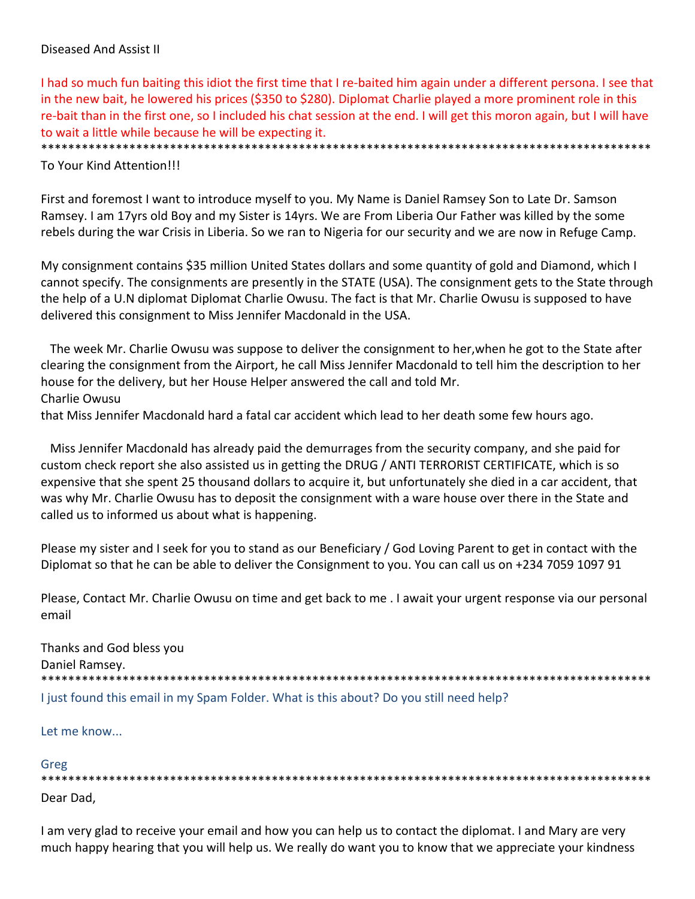Diseased And Assist II

I had so much fun baiting this idiot the first time that I re-baited him again under a different persona. I see that in the new bait, he lowered his prices ($350 to $280). Diplomat Charlie played a more prominent role in this re-bait than in the first one, so I included his chat session at the end. I will get this moron again, but I will have to wait a little while because he will be expecting it.

*******************************************************************************************

To Your Kind Attention!!!

First and foremost I want to introduce myself to you. My Name is Daniel Ramsey Son to Late Dr. Samson Ramsey. I am 17yrs old Boy and my Sister is 14yrs. We are From Liberia Our Father was killed by the some rebels during the war Crisis in Liberia. So we ran to Nigeria for our security and we are now in Refuge Camp.

My consignment contains $35 million United States dollars and some quantity of gold and Diamond, which I cannot specify. The consignments are presently in the STATE (USA). The consignment gets to the State through the help of a U.N diplomat Diplomat Charlie Owusu. The fact is that Mr. Charlie Owusu is supposed to have delivered this consignment to Miss Jennifer Macdonald in the USA.

The week Mr. Charlie Owusu was suppose to deliver the consignment to her,when he got to the State after clearing the consignment from the Airport, he call Miss Jennifer Macdonald to tell him the description to her house for the delivery, but her House Helper answered the call and told Mr.
Charlie Owusu
that Miss Jennifer Macdonald hard a fatal car accident which lead to her death some few hours ago.

Miss Jennifer Macdonald has already paid the demurrages from the security company, and she paid for custom check report she also assisted us in getting the DRUG / ANTI TERRORIST CERTIFICATE, which is so expensive that she spent 25 thousand dollars to acquire it, but unfortunately she died in a car accident, that was why Mr. Charlie Owusu has to deposit the consignment with a ware house over there in the State and called us to informed us about what is happening.

Please my sister and I seek for you to stand as our Beneficiary / God Loving Parent to get in contact with the Diplomat so that he can be able to deliver the Consignment to you. You can call us on +234 7059 1097 91

Please, Contact Mr. Charlie Owusu on time and get back to me . I await your urgent response via our personal email

Thanks and God bless you
Daniel Ramsey.

*******************************************************************************************

I just found this email in my Spam Folder. What is this about? Do you still need help?

Let me know...

Greg

*******************************************************************************************

Dear Dad,

I am very glad to receive your email and how you can help us to contact the diplomat. I and Mary are very much happy hearing that you will help us. We really do want you to know that we appreciate your kindness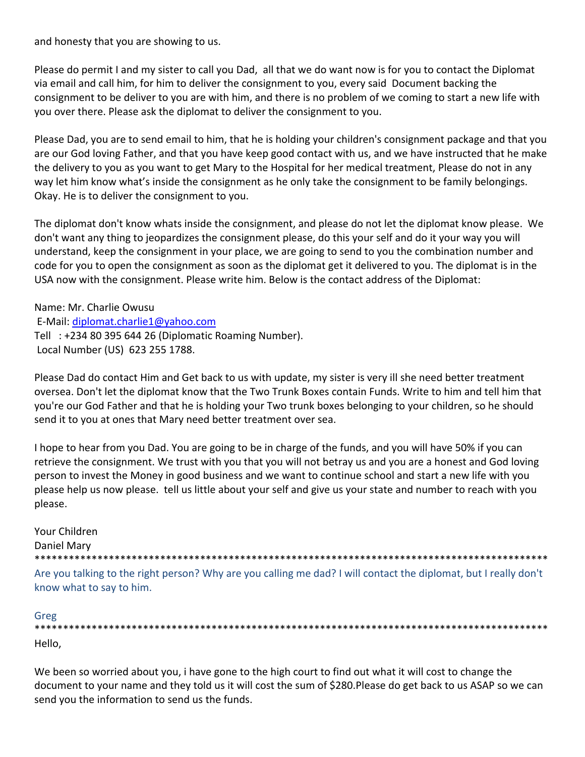and honesty that you are showing to us.

Please do permit I and my sister to call you Dad,  all that we do want now is for you to contact the Diplomat via email and call him, for him to deliver the consignment to you, every said  Document backing the consignment to be deliver to you are with him, and there is no problem of we coming to start a new life with you over there. Please ask the diplomat to deliver the consignment to you.

Please Dad, you are to send email to him, that he is holding your children's consignment package and that you are our God loving Father, and that you have keep good contact with us, and we have instructed that he make the delivery to you as you want to get Mary to the Hospital for her medical treatment, Please do not in any way let him know what's inside the consignment as he only take the consignment to be family belongings. Okay. He is to deliver the consignment to you.

The diplomat don't know whats inside the consignment, and please do not let the diplomat know please.  We don't want any thing to jeopardizes the consignment please, do this your self and do it your way you will understand, keep the consignment in your place, we are going to send to you the combination number and code for you to open the consignment as soon as the diplomat get it delivered to you. The diplomat is in the USA now with the consignment. Please write him. Below is the contact address of the Diplomat:

Name: Mr. Charlie Owusu
E-Mail: diplomat.charlie1@yahoo.com
Tell   : +234 80 395 644 26 (Diplomatic Roaming Number).
Local Number (US)  623 255 1788.

Please Dad do contact Him and Get back to us with update, my sister is very ill she need better treatment oversea. Don't let the diplomat know that the Two Trunk Boxes contain Funds. Write to him and tell him that you're our God Father and that he is holding your Two trunk boxes belonging to your children, so he should send it to you at ones that Mary need better treatment over sea.

I hope to hear from you Dad. You are going to be in charge of the funds, and you will have 50% if you can retrieve the consignment. We trust with you that you will not betray us and you are a honest and God loving person to invest the Money in good business and we want to continue school and start a new life with you please help us now please.  tell us little about your self and give us your state and number to reach with you please.

Your Children
Daniel Mary

*************************************************************************************************

Are you talking to the right person? Why are you calling me dad? I will contact the diplomat, but I really don't know what to say to him.

Greg

*************************************************************************************************

Hello,

We been so worried about you, i have gone to the high court to find out what it will cost to change the document to your name and they told us it will cost the sum of $280.Please do get back to us ASAP so we can send you the information to send us the funds.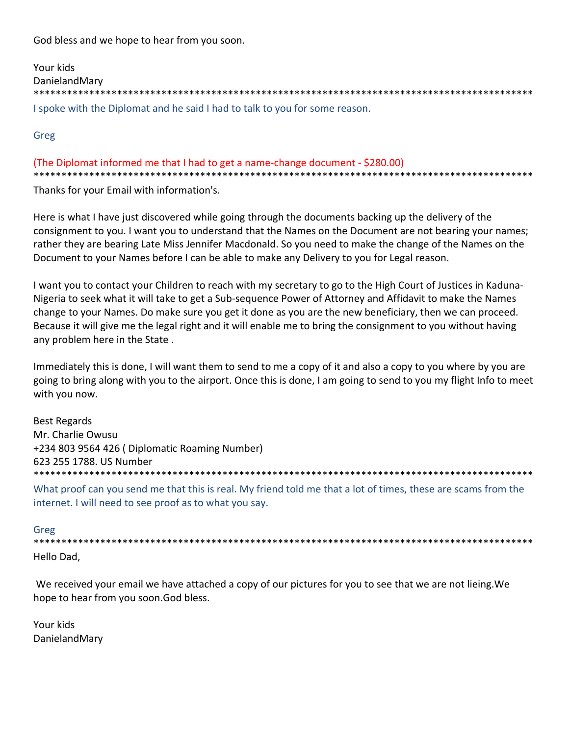God bless and we hope to hear from you soon.

Your kids
DanielandMary

*********************************************************************************************

I spoke with the Diplomat and he said I had to talk to you for some reason.

Greg

(The Diplomat informed me that I had to get a name-change document - $280.00)

*********************************************************************************************

Thanks for your Email with information's.

Here is what I have just discovered while going through the documents backing up the delivery of the consignment to you. I want you to understand that the Names on the Document are not bearing your names; rather they are bearing Late Miss Jennifer Macdonald. So you need to make the change of the Names on the Document to your Names before I can be able to make any Delivery to you for Legal reason.

I want you to contact your Children to reach with my secretary to go to the High Court of Justices in Kaduna-Nigeria to seek what it will take to get a Sub-sequence Power of Attorney and Affidavit to make the Names change to your Names. Do make sure you get it done as you are the new beneficiary, then we can proceed. Because it will give me the legal right and it will enable me to bring the consignment to you without having any problem here in the State .

Immediately this is done, I will want them to send to me a copy of it and also a copy to you where by you are going to bring along with you to the airport. Once this is done, I am going to send to you my flight Info to meet with you now.

Best Regards
Mr. Charlie Owusu
+234 803 9564 426 ( Diplomatic Roaming Number)
623 255 1788. US Number

*********************************************************************************************

What proof can you send me that this is real. My friend told me that a lot of times, these are scams from the internet. I will need to see proof as to what you say.

Greg

*********************************************************************************************

Hello Dad,

We received your email we have attached a copy of our pictures for you to see that we are not lieing.We hope to hear from you soon.God bless.

Your kids
DanielandMary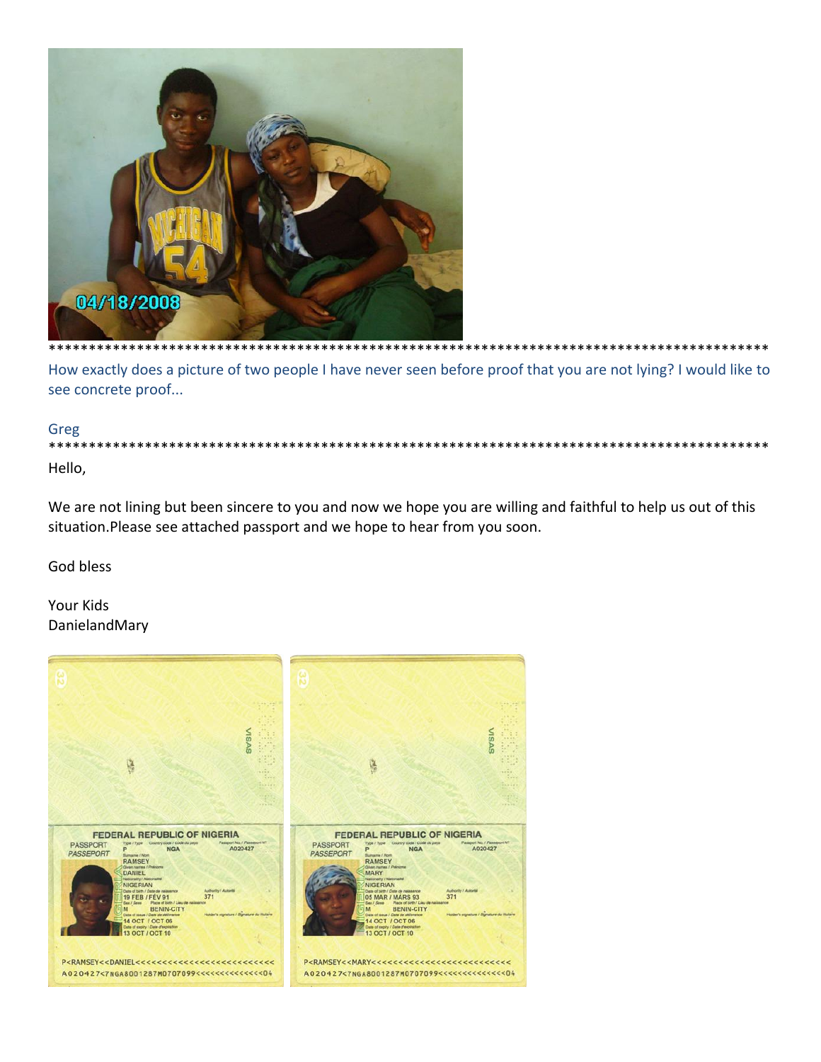*******************************************************************************************

How exactly does a picture of two people I have never seen before proof that you are not lying? I would like to see concrete proof...

Greg

*******************************************************************************************

Hello,

We are not lining but been sincere to you and now we hope you are willing and faithful to help us out of this situation.Please see attached passport and we hope to hear from you soon.

God bless

Your Kids
DanielandMary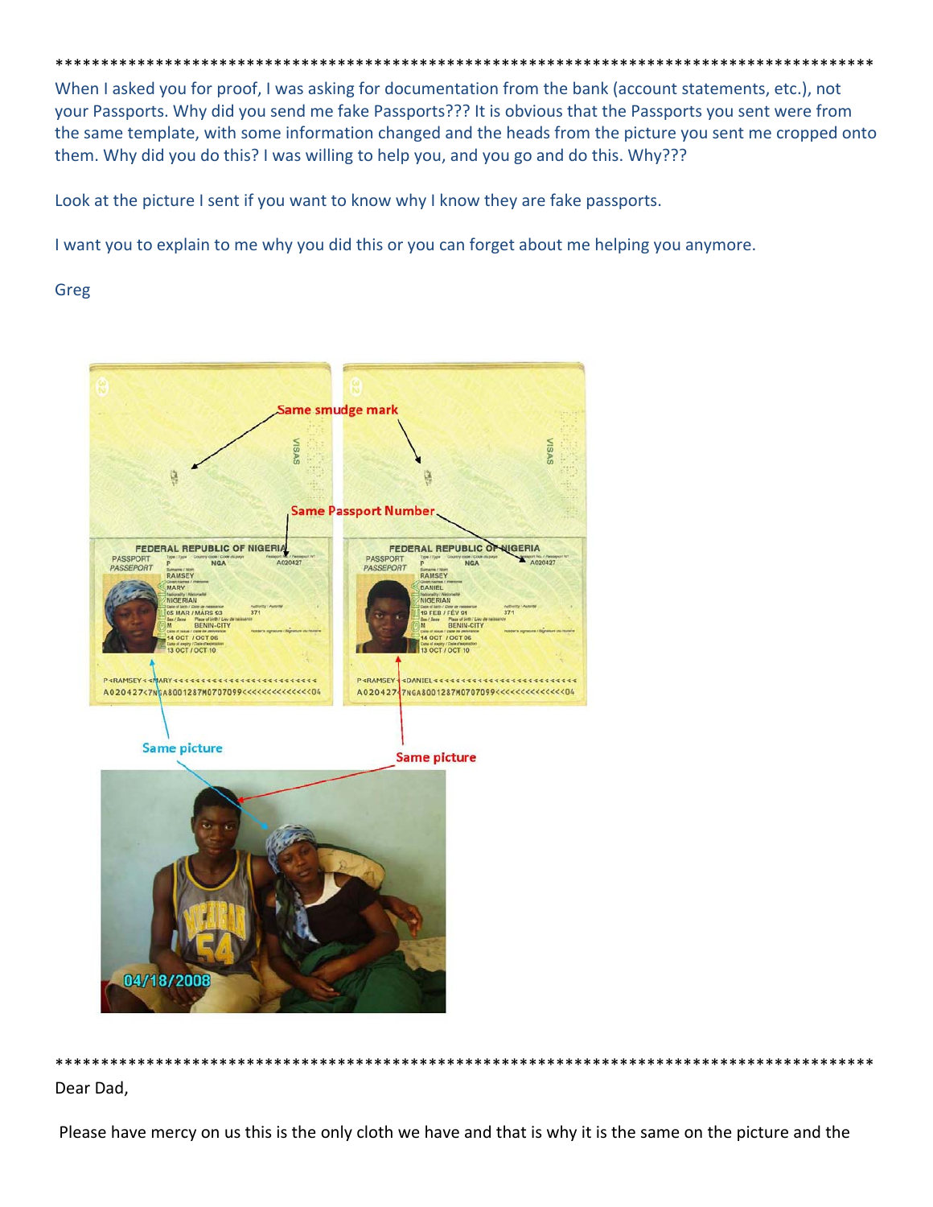*******************************************************************************************

When I asked you for proof, I was asking for documentation from the bank (account statements, etc.), not your Passports. Why did you send me fake Passports??? It is obvious that the Passports you sent were from the same template, with some information changed and the heads from the picture you sent me cropped onto them. Why did you do this? I was willing to help you, and you go and do this. Why???

Look at the picture I sent if you want to know why I know they are fake passports.

I want you to explain to me why you did this or you can forget about me helping you anymore.

Greg

*******************************************************************************************

Dear Dad,

Please have mercy on us this is the only cloth we have and that is why it is the same on the picture and the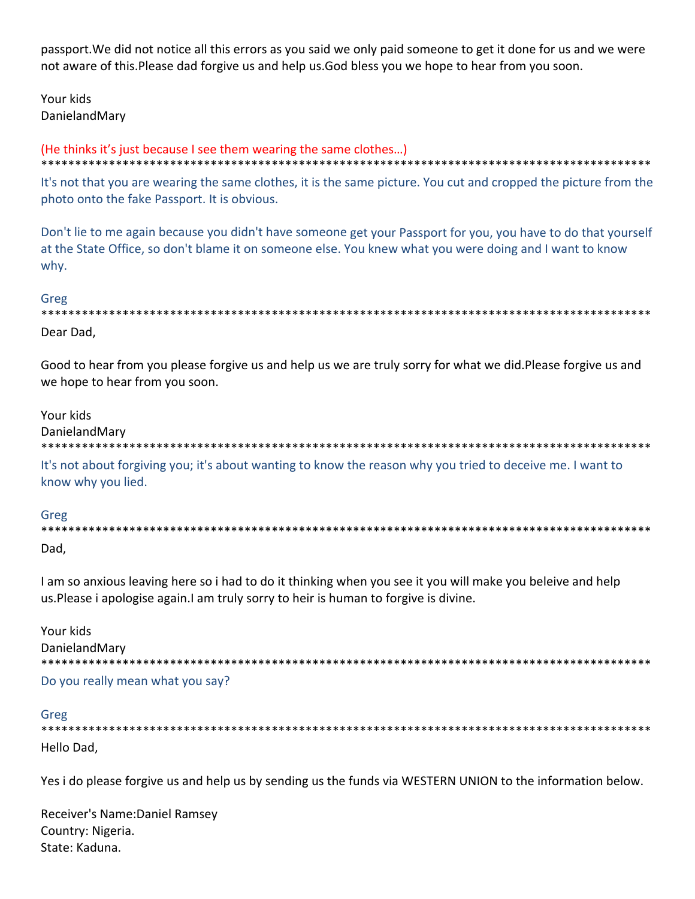passport.We did not notice all this errors as you said we only paid someone to get it done for us and we were not aware of this.Please dad forgive us and help us.God bless you we hope to hear from you soon.

Your kids
DanielandMary

(He thinks it's just because I see them wearing the same clothes…)

*********************************************************************************************

It's not that you are wearing the same clothes, it is the same picture. You cut and cropped the picture from the photo onto the fake Passport. It is obvious.

Don't lie to me again because you didn't have someone get your Passport for you, you have to do that yourself at the State Office, so don't blame it on someone else. You knew what you were doing and I want to know why.

Greg

*********************************************************************************************

Dear Dad,

Good to hear from you please forgive us and help us we are truly sorry for what we did.Please forgive us and we hope to hear from you soon.

Your kids
DanielandMary

*********************************************************************************************

It's not about forgiving you; it's about wanting to know the reason why you tried to deceive me. I want to know why you lied.

Greg

*********************************************************************************************

Dad,

I am so anxious leaving here so i had to do it thinking when you see it you will make you beleive and help us.Please i apologise again.I am truly sorry to heir is human to forgive is divine.

Your kids
DanielandMary

*********************************************************************************************

Do you really mean what you say?

Greg

*********************************************************************************************

Hello Dad,

Yes i do please forgive us and help us by sending us the funds via WESTERN UNION to the information below.

Receiver's Name:Daniel Ramsey
Country: Nigeria.
State: Kaduna.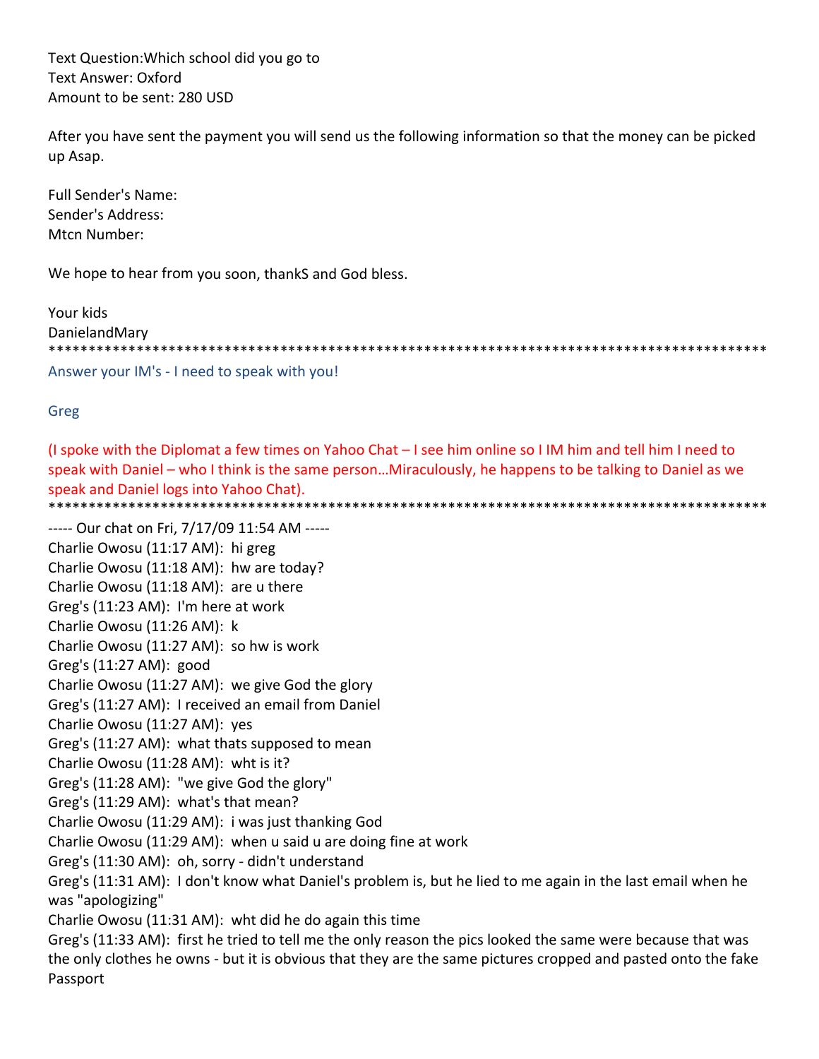Text Question:Which school did you go to
Text Answer: Oxford
Amount to be sent: 280 USD

After you have sent the payment you will send us the following information so that the money can be picked up Asap.

Full Sender's Name:
Sender's Address:
Mtcn Number:

We hope to hear from you soon, thankS and God bless.

Your kids
DanielandMary

******************************************************************************************

Answer your IM's - I need to speak with you!

Greg

(I spoke with the Diplomat a few times on Yahoo Chat – I see him online so I IM him and tell him I need to speak with Daniel – who I think is the same person…Miraculously, he happens to be talking to Daniel as we speak and Daniel logs into Yahoo Chat).

******************************************************************************************

----- Our chat on Fri, 7/17/09 11:54 AM -----
Charlie Owosu (11:17 AM): hi greg
Charlie Owosu (11:18 AM): hw are today?
Charlie Owosu (11:18 AM): are u there
Greg's (11:23 AM): I'm here at work
Charlie Owosu (11:26 AM): k
Charlie Owosu (11:27 AM): so hw is work
Greg's (11:27 AM): good
Charlie Owosu (11:27 AM): we give God the glory
Greg's (11:27 AM): I received an email from Daniel
Charlie Owosu (11:27 AM): yes
Greg's (11:27 AM): what thats supposed to mean
Charlie Owosu (11:28 AM): wht is it?
Greg's (11:28 AM): "we give God the glory"
Greg's (11:29 AM): what's that mean?
Charlie Owosu (11:29 AM): i was just thanking God
Charlie Owosu (11:29 AM): when u said u are doing fine at work
Greg's (11:30 AM): oh, sorry - didn't understand
Greg's (11:31 AM): I don't know what Daniel's problem is, but he lied to me again in the last email when he was "apologizing"
Charlie Owosu (11:31 AM): wht did he do again this time
Greg's (11:33 AM): first he tried to tell me the only reason the pics looked the same were because that was the only clothes he owns - but it is obvious that they are the same pictures cropped and pasted onto the fake Passport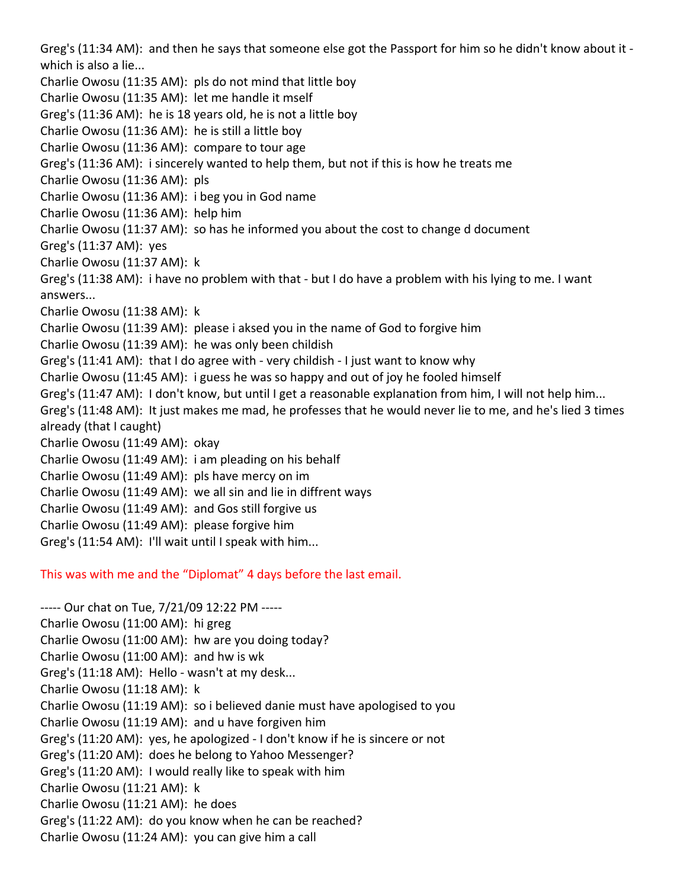Greg's (11:34 AM): and then he says that someone else got the Passport for him so he didn't know about it - which is also a lie...
Charlie Owosu (11:35 AM): pls do not mind that little boy
Charlie Owosu (11:35 AM): let me handle it mself
Greg's (11:36 AM): he is 18 years old, he is not a little boy
Charlie Owosu (11:36 AM): he is still a little boy
Charlie Owosu (11:36 AM): compare to tour age
Greg's (11:36 AM): i sincerely wanted to help them, but not if this is how he treats me
Charlie Owosu (11:36 AM): pls
Charlie Owosu (11:36 AM): i beg you in God name
Charlie Owosu (11:36 AM): help him
Charlie Owosu (11:37 AM): so has he informed you about the cost to change d document
Greg's (11:37 AM): yes
Charlie Owosu (11:37 AM): k
Greg's (11:38 AM): i have no problem with that - but I do have a problem with his lying to me. I want answers...
Charlie Owosu (11:38 AM): k
Charlie Owosu (11:39 AM): please i aksed you in the name of God to forgive him
Charlie Owosu (11:39 AM): he was only been childish
Greg's (11:41 AM): that I do agree with - very childish - I just want to know why
Charlie Owosu (11:45 AM): i guess he was so happy and out of joy he fooled himself
Greg's (11:47 AM): I don't know, but until I get a reasonable explanation from him, I will not help him...
Greg's (11:48 AM): It just makes me mad, he professes that he would never lie to me, and he's lied 3 times already (that I caught)
Charlie Owosu (11:49 AM): okay
Charlie Owosu (11:49 AM): i am pleading on his behalf
Charlie Owosu (11:49 AM): pls have mercy on im
Charlie Owosu (11:49 AM): we all sin and lie in diffrent ways
Charlie Owosu (11:49 AM): and Gos still forgive us
Charlie Owosu (11:49 AM): please forgive him
Greg's (11:54 AM): I'll wait until I speak with him...

This was with me and the "Diplomat" 4 days before the last email.

----- Our chat on Tue, 7/21/09 12:22 PM -----
Charlie Owosu (11:00 AM): hi greg
Charlie Owosu (11:00 AM): hw are you doing today?
Charlie Owosu (11:00 AM): and hw is wk
Greg's (11:18 AM): Hello - wasn't at my desk...
Charlie Owosu (11:18 AM): k
Charlie Owosu (11:19 AM): so i believed danie must have apologised to you
Charlie Owosu (11:19 AM): and u have forgiven him
Greg's (11:20 AM): yes, he apologized - I don't know if he is sincere or not
Greg's (11:20 AM): does he belong to Yahoo Messenger?
Greg's (11:20 AM): I would really like to speak with him
Charlie Owosu (11:21 AM): k
Charlie Owosu (11:21 AM): he does
Greg's (11:22 AM): do you know when he can be reached?
Charlie Owosu (11:24 AM): you can give him a call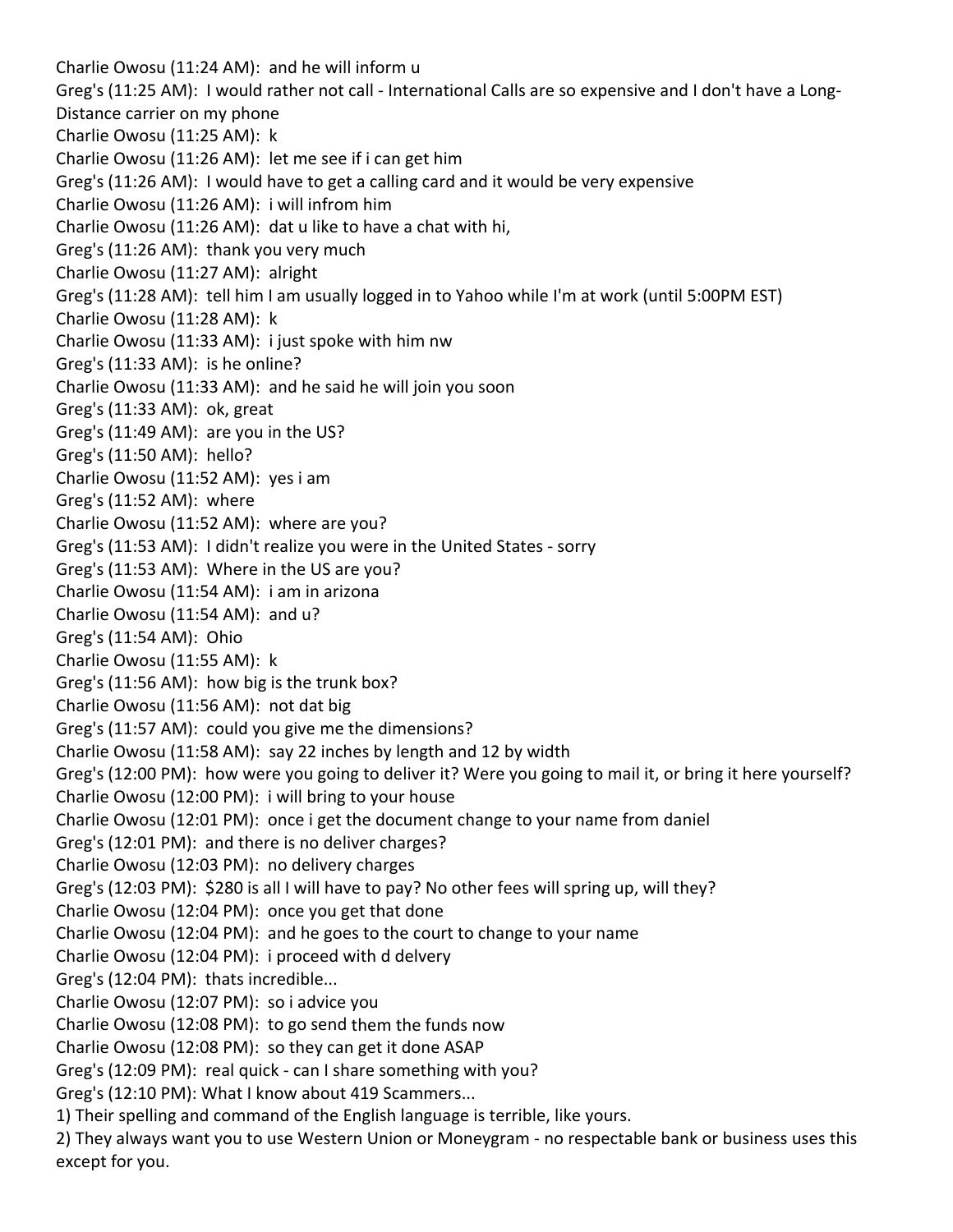Charlie Owosu (11:24 AM): and he will inform u
Greg's (11:25 AM): I would rather not call - International Calls are so expensive and I don't have a Long-Distance carrier on my phone
Charlie Owosu (11:25 AM): k
Charlie Owosu (11:26 AM): let me see if i can get him
Greg's (11:26 AM): I would have to get a calling card and it would be very expensive
Charlie Owosu (11:26 AM): i will infrom him
Charlie Owosu (11:26 AM): dat u like to have a chat with hi,
Greg's (11:26 AM): thank you very much
Charlie Owosu (11:27 AM): alright
Greg's (11:28 AM): tell him I am usually logged in to Yahoo while I'm at work (until 5:00PM EST)
Charlie Owosu (11:28 AM): k
Charlie Owosu (11:33 AM): i just spoke with him nw
Greg's (11:33 AM): is he online?
Charlie Owosu (11:33 AM): and he said he will join you soon
Greg's (11:33 AM): ok, great
Greg's (11:49 AM): are you in the US?
Greg's (11:50 AM): hello?
Charlie Owosu (11:52 AM): yes i am
Greg's (11:52 AM): where
Charlie Owosu (11:52 AM): where are you?
Greg's (11:53 AM): I didn't realize you were in the United States - sorry
Greg's (11:53 AM): Where in the US are you?
Charlie Owosu (11:54 AM): i am in arizona
Charlie Owosu (11:54 AM): and u?
Greg's (11:54 AM): Ohio
Charlie Owosu (11:55 AM): k
Greg's (11:56 AM): how big is the trunk box?
Charlie Owosu (11:56 AM): not dat big
Greg's (11:57 AM): could you give me the dimensions?
Charlie Owosu (11:58 AM): say 22 inches by length and 12 by width
Greg's (12:00 PM): how were you going to deliver it? Were you going to mail it, or bring it here yourself?
Charlie Owosu (12:00 PM): i will bring to your house
Charlie Owosu (12:01 PM): once i get the document change to your name from daniel
Greg's (12:01 PM): and there is no deliver charges?
Charlie Owosu (12:03 PM): no delivery charges
Greg's (12:03 PM): $280 is all I will have to pay? No other fees will spring up, will they?
Charlie Owosu (12:04 PM): once you get that done
Charlie Owosu (12:04 PM): and he goes to the court to change to your name
Charlie Owosu (12:04 PM): i proceed with d delvery
Greg's (12:04 PM): thats incredible...
Charlie Owosu (12:07 PM): so i advice you
Charlie Owosu (12:08 PM): to go send them the funds now
Charlie Owosu (12:08 PM): so they can get it done ASAP
Greg's (12:09 PM): real quick - can I share something with you?
Greg's (12:10 PM): What I know about 419 Scammers...
1) Their spelling and command of the English language is terrible, like yours.
2) They always want you to use Western Union or Moneygram - no respectable bank or business uses this except for you.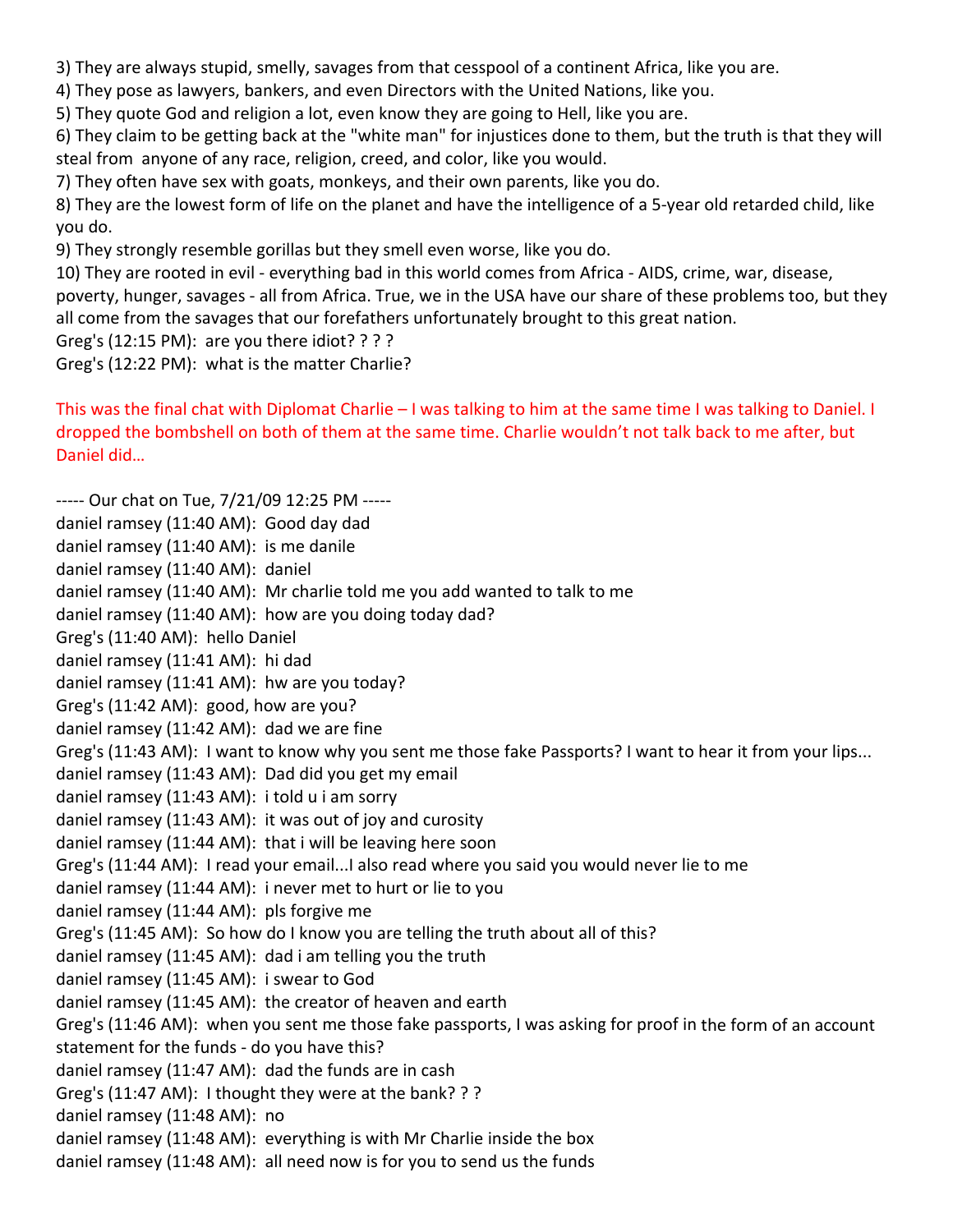3) They are always stupid, smelly, savages from that cesspool of a continent Africa, like you are.
4) They pose as lawyers, bankers, and even Directors with the United Nations, like you.
5) They quote God and religion a lot, even know they are going to Hell, like you are.
6) They claim to be getting back at the "white man" for injustices done to them, but the truth is that they will steal from anyone of any race, religion, creed, and color, like you would.
7) They often have sex with goats, monkeys, and their own parents, like you do.
8) They are the lowest form of life on the planet and have the intelligence of a 5-year old retarded child, like you do.
9) They strongly resemble gorillas but they smell even worse, like you do.
10) They are rooted in evil - everything bad in this world comes from Africa - AIDS, crime, war, disease, poverty, hunger, savages - all from Africa. True, we in the USA have our share of these problems too, but they all come from the savages that our forefathers unfortunately brought to this great nation.
Greg's (12:15 PM): are you there idiot? ? ? ?
Greg's (12:22 PM): what is the matter Charlie?

This was the final chat with Diplomat Charlie – I was talking to him at the same time I was talking to Daniel. I dropped the bombshell on both of them at the same time. Charlie wouldn't not talk back to me after, but Daniel did…

----- Our chat on Tue, 7/21/09 12:25 PM -----
daniel ramsey (11:40 AM): Good day dad
daniel ramsey (11:40 AM): is me danile
daniel ramsey (11:40 AM): daniel
daniel ramsey (11:40 AM): Mr charlie told me you add wanted to talk to me
daniel ramsey (11:40 AM): how are you doing today dad?
Greg's (11:40 AM): hello Daniel
daniel ramsey (11:41 AM): hi dad
daniel ramsey (11:41 AM): hw are you today?
Greg's (11:42 AM): good, how are you?
daniel ramsey (11:42 AM): dad we are fine
Greg's (11:43 AM): I want to know why you sent me those fake Passports? I want to hear it from your lips...
daniel ramsey (11:43 AM): Dad did you get my email
daniel ramsey (11:43 AM): i told u i am sorry
daniel ramsey (11:43 AM): it was out of joy and curosity
daniel ramsey (11:44 AM): that i will be leaving here soon
Greg's (11:44 AM): I read your email...I also read where you said you would never lie to me
daniel ramsey (11:44 AM): i never met to hurt or lie to you
daniel ramsey (11:44 AM): pls forgive me
Greg's (11:45 AM): So how do I know you are telling the truth about all of this?
daniel ramsey (11:45 AM): dad i am telling you the truth
daniel ramsey (11:45 AM): i swear to God
daniel ramsey (11:45 AM): the creator of heaven and earth
Greg's (11:46 AM): when you sent me those fake passports, I was asking for proof in the form of an account statement for the funds - do you have this?
daniel ramsey (11:47 AM): dad the funds are in cash
Greg's (11:47 AM): I thought they were at the bank? ? ?
daniel ramsey (11:48 AM): no
daniel ramsey (11:48 AM): everything is with Mr Charlie inside the box
daniel ramsey (11:48 AM): all need now is for you to send us the funds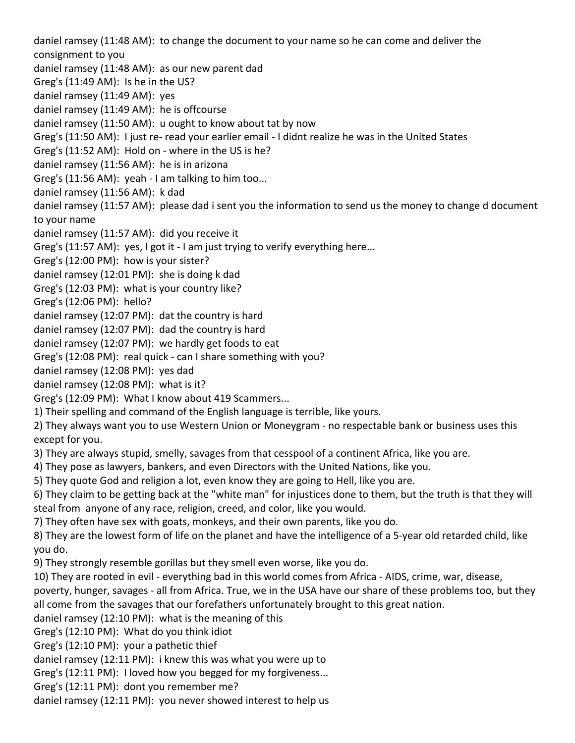daniel ramsey (11:48 AM): to change the document to your name so he can come and deliver the consignment to you
daniel ramsey (11:48 AM): as our new parent dad
Greg's (11:49 AM): Is he in the US?
daniel ramsey (11:49 AM): yes
daniel ramsey (11:49 AM): he is offcourse
daniel ramsey (11:50 AM): u ought to know about tat by now
Greg's (11:50 AM): I just re- read your earlier email - I didnt realize he was in the United States
Greg's (11:52 AM): Hold on - where in the US is he?
daniel ramsey (11:56 AM): he is in arizona
Greg's (11:56 AM): yeah - I am talking to him too...
daniel ramsey (11:56 AM): k dad
daniel ramsey (11:57 AM): please dad i sent you the information to send us the money to change d document to your name
daniel ramsey (11:57 AM): did you receive it
Greg's (11:57 AM): yes, I got it - I am just trying to verify everything here...
Greg's (12:00 PM): how is your sister?
daniel ramsey (12:01 PM): she is doing k dad
Greg's (12:03 PM): what is your country like?
Greg's (12:06 PM): hello?
daniel ramsey (12:07 PM): dat the country is hard
daniel ramsey (12:07 PM): dad the country is hard
daniel ramsey (12:07 PM): we hardly get foods to eat
Greg's (12:08 PM): real quick - can I share something with you?
daniel ramsey (12:08 PM): yes dad
daniel ramsey (12:08 PM): what is it?
Greg's (12:09 PM): What I know about 419 Scammers...

1) Their spelling and command of the English language is terrible, like yours.
2) They always want you to use Western Union or Moneygram - no respectable bank or business uses this except for you.
3) They are always stupid, smelly, savages from that cesspool of a continent Africa, like you are.
4) They pose as lawyers, bankers, and even Directors with the United Nations, like you.
5) They quote God and religion a lot, even know they are going to Hell, like you are.
6) They claim to be getting back at the "white man" for injustices done to them, but the truth is that they will steal from anyone of any race, religion, creed, and color, like you would.
7) They often have sex with goats, monkeys, and their own parents, like you do.
8) They are the lowest form of life on the planet and have the intelligence of a 5-year old retarded child, like you do.
9) They strongly resemble gorillas but they smell even worse, like you do.
10) They are rooted in evil - everything bad in this world comes from Africa - AIDS, crime, war, disease, poverty, hunger, savages - all from Africa. True, we in the USA have our share of these problems too, but they all come from the savages that our forefathers unfortunately brought to this great nation.

daniel ramsey (12:10 PM): what is the meaning of this
Greg's (12:10 PM): What do you think idiot
Greg's (12:10 PM): your a pathetic thief
daniel ramsey (12:11 PM): i knew this was what you were up to
Greg's (12:11 PM): I loved how you begged for my forgiveness...
Greg's (12:11 PM): dont you remember me?
daniel ramsey (12:11 PM): you never showed interest to help us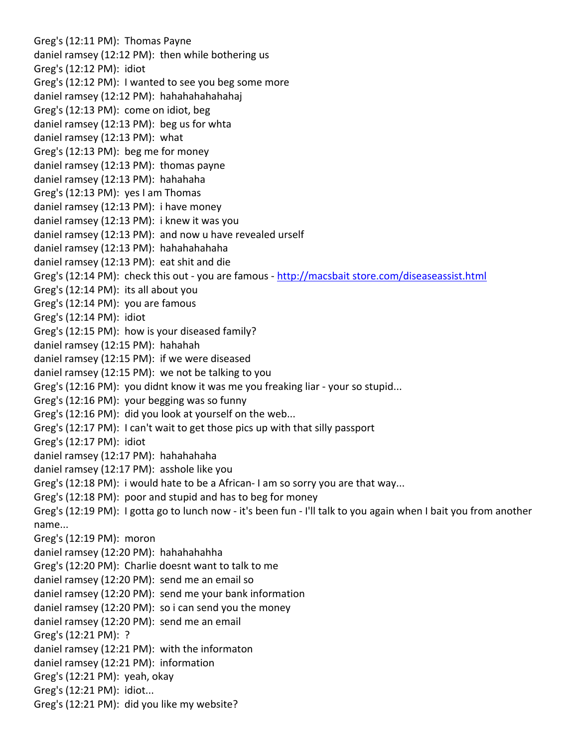Greg's (12:11 PM): Thomas Payne
daniel ramsey (12:12 PM): then while bothering us
Greg's (12:12 PM): idiot
Greg's (12:12 PM): I wanted to see you beg some more
daniel ramsey (12:12 PM): hahahahahahahaj
Greg's (12:13 PM): come on idiot, beg
daniel ramsey (12:13 PM): beg us for whta
daniel ramsey (12:13 PM): what
Greg's (12:13 PM): beg me for money
daniel ramsey (12:13 PM): thomas payne
daniel ramsey (12:13 PM): hahahaha
Greg's (12:13 PM): yes I am Thomas
daniel ramsey (12:13 PM): i have money
daniel ramsey (12:13 PM): i knew it was you
daniel ramsey (12:13 PM): and now u have revealed urself
daniel ramsey (12:13 PM): hahahahahaha
daniel ramsey (12:13 PM): eat shit and die
Greg's (12:14 PM): check this out - you are famous - [http://macsbait store.com/diseaseassist.html](http://macsbait store.com/diseaseassist.html)
Greg's (12:14 PM): its all about you
Greg's (12:14 PM): you are famous
Greg's (12:14 PM): idiot
Greg's (12:15 PM): how is your diseased family?
daniel ramsey (12:15 PM): hahahah
daniel ramsey (12:15 PM): if we were diseased
daniel ramsey (12:15 PM): we not be talking to you
Greg's (12:16 PM): you didnt know it was me you freaking liar - your so stupid...
Greg's (12:16 PM): your begging was so funny
Greg's (12:16 PM): did you look at yourself on the web...
Greg's (12:17 PM): I can't wait to get those pics up with that silly passport
Greg's (12:17 PM): idiot
daniel ramsey (12:17 PM): hahahahaha
daniel ramsey (12:17 PM): asshole like you
Greg's (12:18 PM): i would hate to be a African- I am so sorry you are that way...
Greg's (12:18 PM): poor and stupid and has to beg for money
Greg's (12:19 PM): I gotta go to lunch now - it's been fun - I'll talk to you again when I bait you from another name...
Greg's (12:19 PM): moron
daniel ramsey (12:20 PM): hahahahahha
Greg's (12:20 PM): Charlie doesnt want to talk to me
daniel ramsey (12:20 PM): send me an email so
daniel ramsey (12:20 PM): send me your bank information
daniel ramsey (12:20 PM): so i can send you the money
daniel ramsey (12:20 PM): send me an email
Greg's (12:21 PM): ?
daniel ramsey (12:21 PM): with the informaton
daniel ramsey (12:21 PM): information
Greg's (12:21 PM): yeah, okay
Greg's (12:21 PM): idiot...
Greg's (12:21 PM): did you like my website?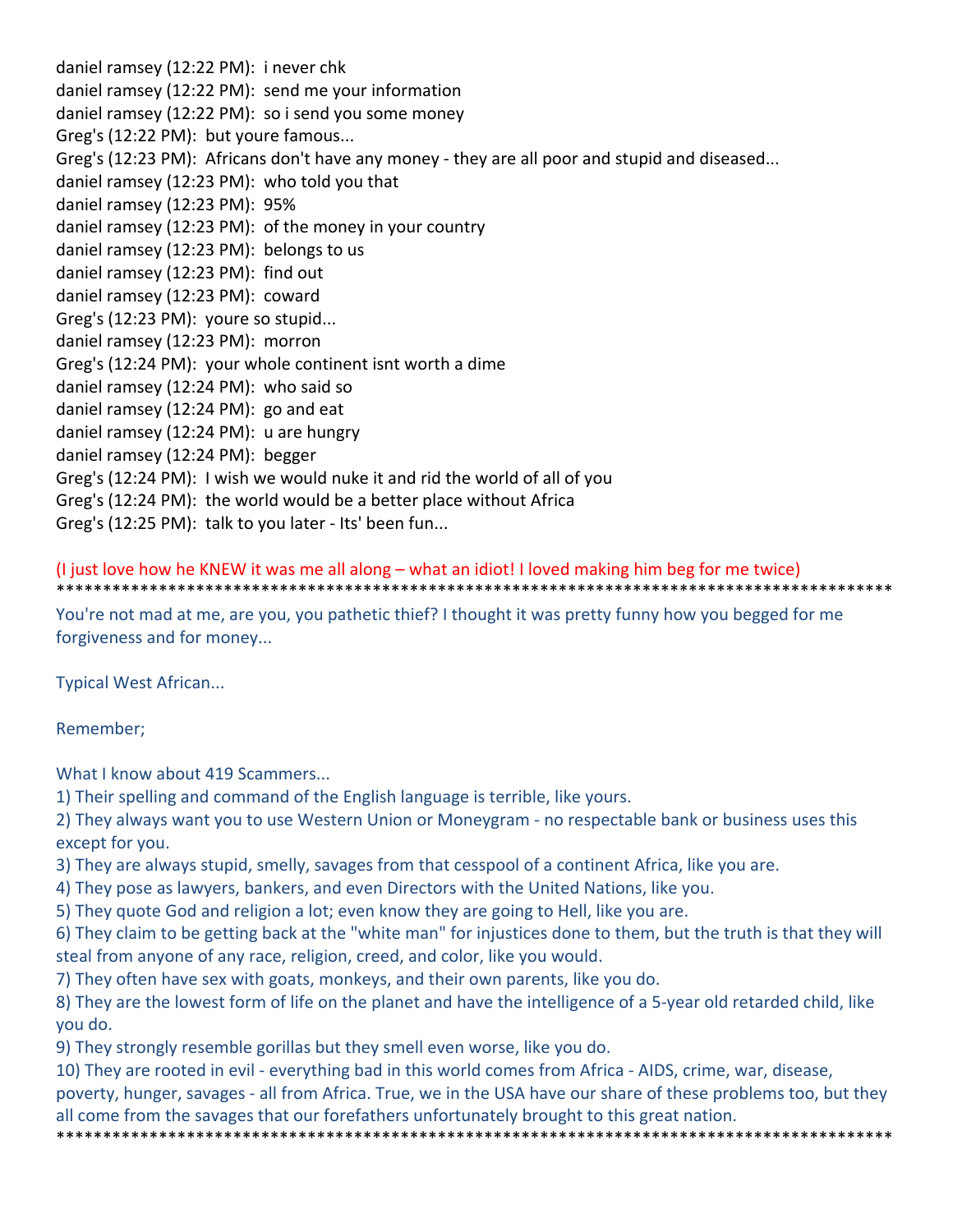daniel ramsey (12:22 PM): i never chk
daniel ramsey (12:22 PM): send me your information
daniel ramsey (12:22 PM): so i send you some money
Greg's (12:22 PM): but youre famous...
Greg's (12:23 PM): Africans don't have any money - they are all poor and stupid and diseased...
daniel ramsey (12:23 PM): who told you that
daniel ramsey (12:23 PM): 95%
daniel ramsey (12:23 PM): of the money in your country
daniel ramsey (12:23 PM): belongs to us
daniel ramsey (12:23 PM): find out
daniel ramsey (12:23 PM): coward
Greg's (12:23 PM): youre so stupid...
daniel ramsey (12:23 PM): morron
Greg's (12:24 PM): your whole continent isnt worth a dime
daniel ramsey (12:24 PM): who said so
daniel ramsey (12:24 PM): go and eat
daniel ramsey (12:24 PM): u are hungry
daniel ramsey (12:24 PM): begger
Greg's (12:24 PM): I wish we would nuke it and rid the world of all of you
Greg's (12:24 PM): the world would be a better place without Africa
Greg's (12:25 PM): talk to you later - Its' been fun...

(I just love how he KNEW it was me all along – what an idiot! I loved making him beg for me twice)

***********************************************************************************************

You're not mad at me, are you, you pathetic thief? I thought it was pretty funny how you begged for me forgiveness and for money...

Typical West African...

Remember;

What I know about 419 Scammers...

1) Their spelling and command of the English language is terrible, like yours.
2) They always want you to use Western Union or Moneygram - no respectable bank or business uses this except for you.
3) They are always stupid, smelly, savages from that cesspool of a continent Africa, like you are.
4) They pose as lawyers, bankers, and even Directors with the United Nations, like you.
5) They quote God and religion a lot; even know they are going to Hell, like you are.
6) They claim to be getting back at the "white man" for injustices done to them, but the truth is that they will steal from anyone of any race, religion, creed, and color, like you would.
7) They often have sex with goats, monkeys, and their own parents, like you do.
8) They are the lowest form of life on the planet and have the intelligence of a 5-year old retarded child, like you do.
9) They strongly resemble gorillas but they smell even worse, like you do.
10) They are rooted in evil - everything bad in this world comes from Africa - AIDS, crime, war, disease, poverty, hunger, savages - all from Africa. True, we in the USA have our share of these problems too, but they all come from the savages that our forefathers unfortunately brought to this great nation.

***********************************************************************************************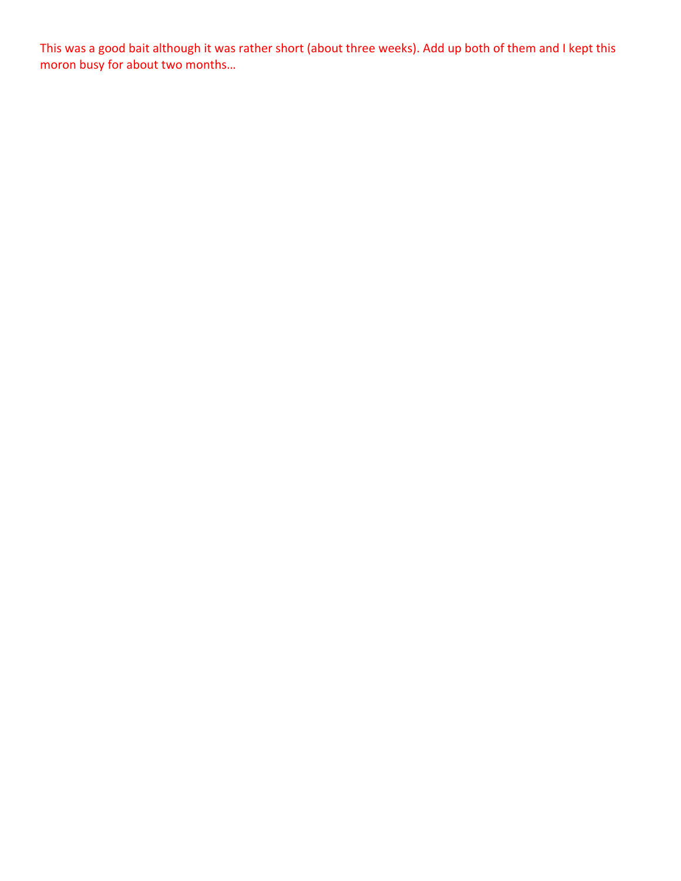This was a good bait although it was rather short (about three weeks). Add up both of them and I kept this moron busy for about two months…